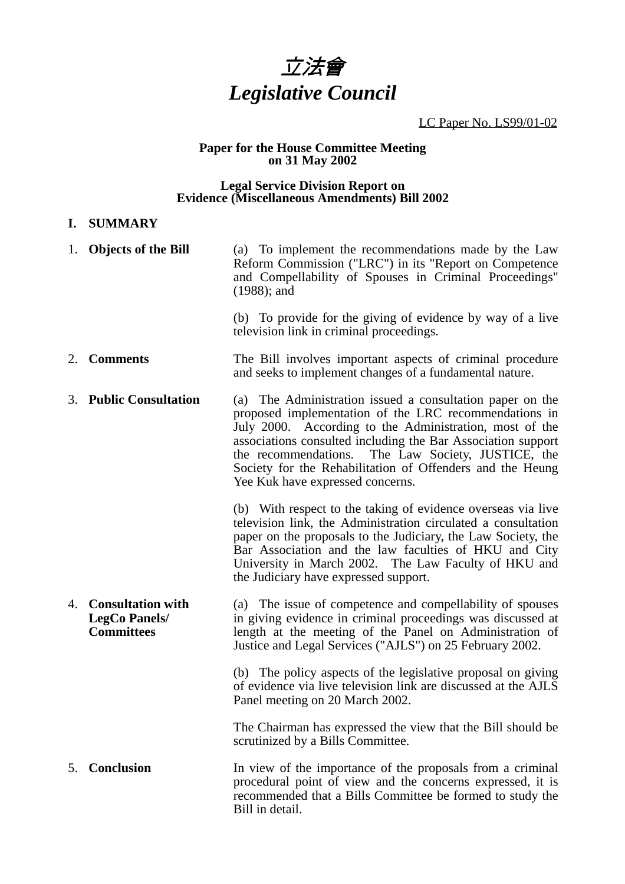# 立法會
# *Legislative Council*

LC Paper No. LS99/01-02

**Paper for the House Committee Meeting on 31 May 2002**

**Legal Service Division Report on Evidence (Miscellaneous Amendments) Bill 2002**

## I. SUMMARY

| | |
|---|---|
| 1. **Objects of the Bill** | (a) To implement the recommendations made by the Law Reform Commission ("LRC") in its "Report on Competence and Compellability of Spouses in Criminal Proceedings" (1988); and<br><br>(b) To provide for the giving of evidence by way of a live television link in criminal proceedings. |
| 2. **Comments** | The Bill involves important aspects of criminal procedure and seeks to implement changes of a fundamental nature. |
| 3. **Public Consultation** | (a) The Administration issued a consultation paper on the proposed implementation of the LRC recommendations in July 2000. According to the Administration, most of the associations consulted including the Bar Association support the recommendations. The Law Society, JUSTICE, the Society for the Rehabilitation of Offenders and the Heung Yee Kuk have expressed concerns.<br><br>(b) With respect to the taking of evidence overseas via live television link, the Administration circulated a consultation paper on the proposals to the Judiciary, the Law Society, the Bar Association and the law faculties of HKU and City University in March 2002. The Law Faculty of HKU and the Judiciary have expressed support. |
| 4. **Consultation with LegCo Panels/ Committees** | (a) The issue of competence and compellability of spouses in giving evidence in criminal proceedings was discussed at length at the meeting of the Panel on Administration of Justice and Legal Services ("AJLS") on 25 February 2002.<br><br>(b) The policy aspects of the legislative proposal on giving of evidence via live television link are discussed at the AJLS Panel meeting on 20 March 2002.<br><br>The Chairman has expressed the view that the Bill should be scrutinized by a Bills Committee. |
| 5. **Conclusion** | In view of the importance of the proposals from a criminal procedural point of view and the concerns expressed, it is recommended that a Bills Committee be formed to study the Bill in detail. |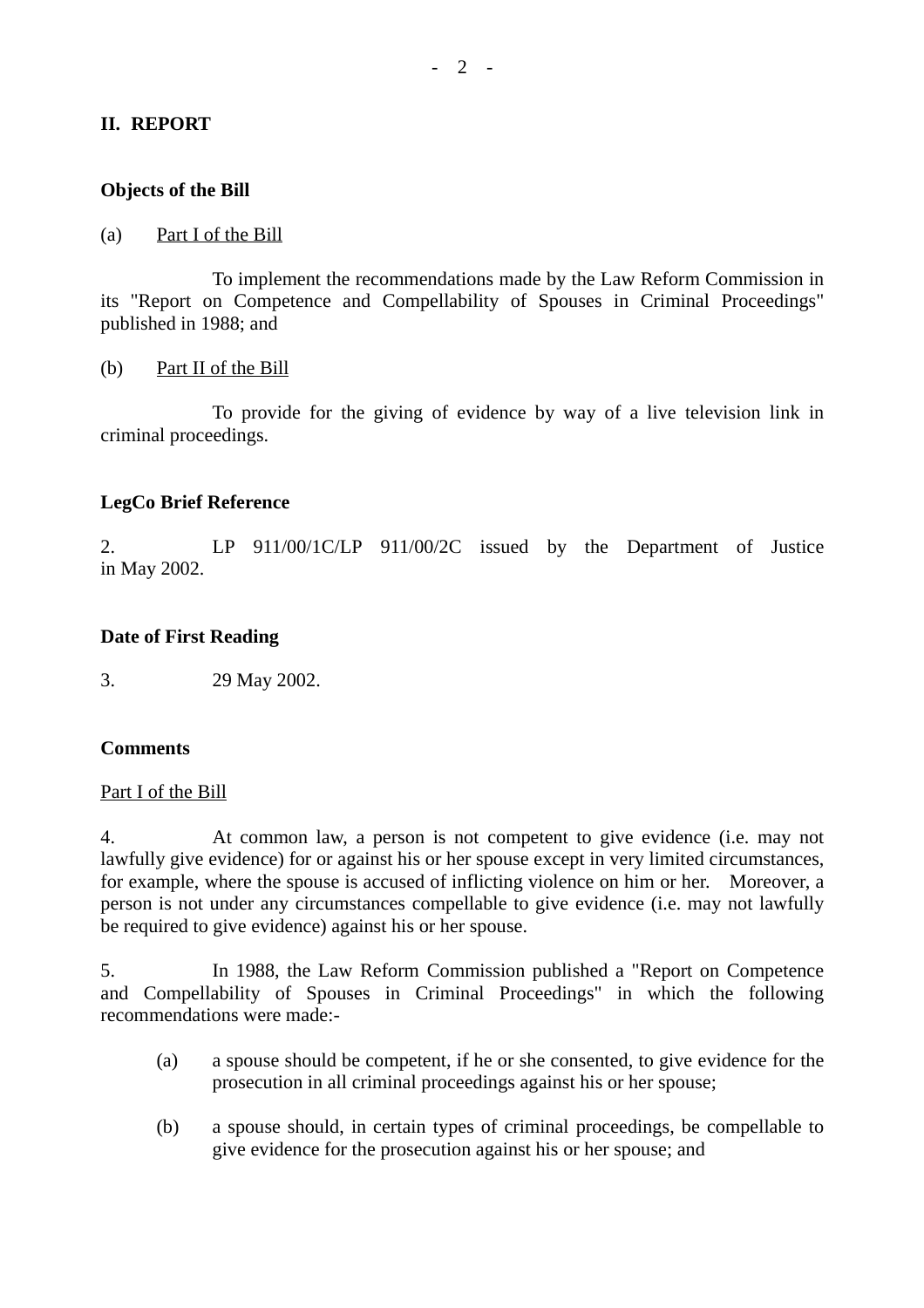## II. REPORT

### Objects of the Bill

(a) Part I of the Bill

To implement the recommendations made by the Law Reform Commission in its "Report on Competence and Compellability of Spouses in Criminal Proceedings" published in 1988; and

(b) Part II of the Bill

To provide for the giving of evidence by way of a live television link in criminal proceedings.

### LegCo Brief Reference

2. LP 911/00/1C/LP 911/00/2C issued by the Department of Justice in May 2002.

### Date of First Reading

3. 29 May 2002.

### Comments

Part I of the Bill

4. At common law, a person is not competent to give evidence (i.e. may not lawfully give evidence) for or against his or her spouse except in very limited circumstances, for example, where the spouse is accused of inflicting violence on him or her. Moreover, a person is not under any circumstances compellable to give evidence (i.e. may not lawfully be required to give evidence) against his or her spouse.

5. In 1988, the Law Reform Commission published a "Report on Competence and Compellability of Spouses in Criminal Proceedings" in which the following recommendations were made:-

(a) a spouse should be competent, if he or she consented, to give evidence for the prosecution in all criminal proceedings against his or her spouse;

(b) a spouse should, in certain types of criminal proceedings, be compellable to give evidence for the prosecution against his or her spouse; and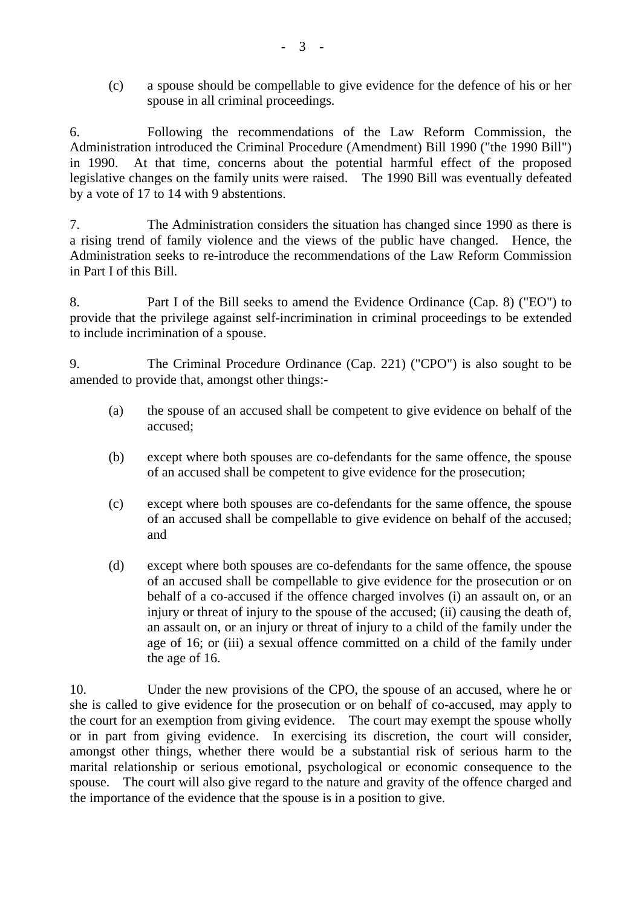(c) a spouse should be compellable to give evidence for the defence of his or her spouse in all criminal proceedings.

6. Following the recommendations of the Law Reform Commission, the Administration introduced the Criminal Procedure (Amendment) Bill 1990 ("the 1990 Bill") in 1990. At that time, concerns about the potential harmful effect of the proposed legislative changes on the family units were raised. The 1990 Bill was eventually defeated by a vote of 17 to 14 with 9 abstentions.

7. The Administration considers the situation has changed since 1990 as there is a rising trend of family violence and the views of the public have changed. Hence, the Administration seeks to re-introduce the recommendations of the Law Reform Commission in Part I of this Bill.

8. Part I of the Bill seeks to amend the Evidence Ordinance (Cap. 8) ("EO") to provide that the privilege against self-incrimination in criminal proceedings to be extended to include incrimination of a spouse.

9. The Criminal Procedure Ordinance (Cap. 221) ("CPO") is also sought to be amended to provide that, amongst other things:-

(a) the spouse of an accused shall be competent to give evidence on behalf of the accused;

(b) except where both spouses are co-defendants for the same offence, the spouse of an accused shall be competent to give evidence for the prosecution;

(c) except where both spouses are co-defendants for the same offence, the spouse of an accused shall be compellable to give evidence on behalf of the accused; and

(d) except where both spouses are co-defendants for the same offence, the spouse of an accused shall be compellable to give evidence for the prosecution or on behalf of a co-accused if the offence charged involves (i) an assault on, or an injury or threat of injury to the spouse of the accused; (ii) causing the death of, an assault on, or an injury or threat of injury to a child of the family under the age of 16; or (iii) a sexual offence committed on a child of the family under the age of 16.

10. Under the new provisions of the CPO, the spouse of an accused, where he or she is called to give evidence for the prosecution or on behalf of co-accused, may apply to the court for an exemption from giving evidence. The court may exempt the spouse wholly or in part from giving evidence. In exercising its discretion, the court will consider, amongst other things, whether there would be a substantial risk of serious harm to the marital relationship or serious emotional, psychological or economic consequence to the spouse. The court will also give regard to the nature and gravity of the offence charged and the importance of the evidence that the spouse is in a position to give.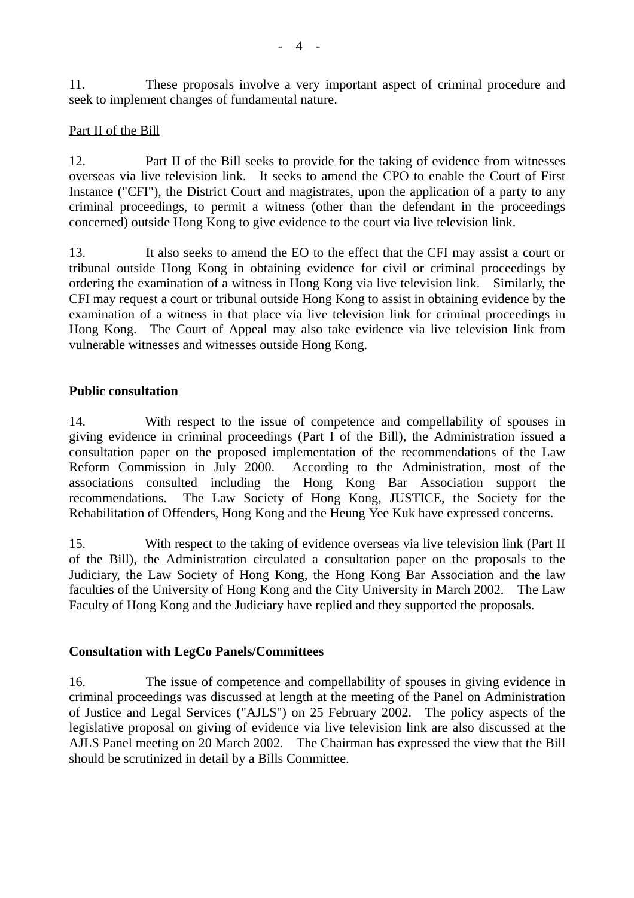11. These proposals involve a very important aspect of criminal procedure and seek to implement changes of fundamental nature.

Part II of the Bill

12. Part II of the Bill seeks to provide for the taking of evidence from witnesses overseas via live television link. It seeks to amend the CPO to enable the Court of First Instance ("CFI"), the District Court and magistrates, upon the application of a party to any criminal proceedings, to permit a witness (other than the defendant in the proceedings concerned) outside Hong Kong to give evidence to the court via live television link.

13. It also seeks to amend the EO to the effect that the CFI may assist a court or tribunal outside Hong Kong in obtaining evidence for civil or criminal proceedings by ordering the examination of a witness in Hong Kong via live television link. Similarly, the CFI may request a court or tribunal outside Hong Kong to assist in obtaining evidence by the examination of a witness in that place via live television link for criminal proceedings in Hong Kong. The Court of Appeal may also take evidence via live television link from vulnerable witnesses and witnesses outside Hong Kong.

**Public consultation**

14. With respect to the issue of competence and compellability of spouses in giving evidence in criminal proceedings (Part I of the Bill), the Administration issued a consultation paper on the proposed implementation of the recommendations of the Law Reform Commission in July 2000. According to the Administration, most of the associations consulted including the Hong Kong Bar Association support the recommendations. The Law Society of Hong Kong, JUSTICE, the Society for the Rehabilitation of Offenders, Hong Kong and the Heung Yee Kuk have expressed concerns.

15. With respect to the taking of evidence overseas via live television link (Part II of the Bill), the Administration circulated a consultation paper on the proposals to the Judiciary, the Law Society of Hong Kong, the Hong Kong Bar Association and the law faculties of the University of Hong Kong and the City University in March 2002. The Law Faculty of Hong Kong and the Judiciary have replied and they supported the proposals.

**Consultation with LegCo Panels/Committees**

16. The issue of competence and compellability of spouses in giving evidence in criminal proceedings was discussed at length at the meeting of the Panel on Administration of Justice and Legal Services ("AJLS") on 25 February 2002. The policy aspects of the legislative proposal on giving of evidence via live television link are also discussed at the AJLS Panel meeting on 20 March 2002. The Chairman has expressed the view that the Bill should be scrutinized in detail by a Bills Committee.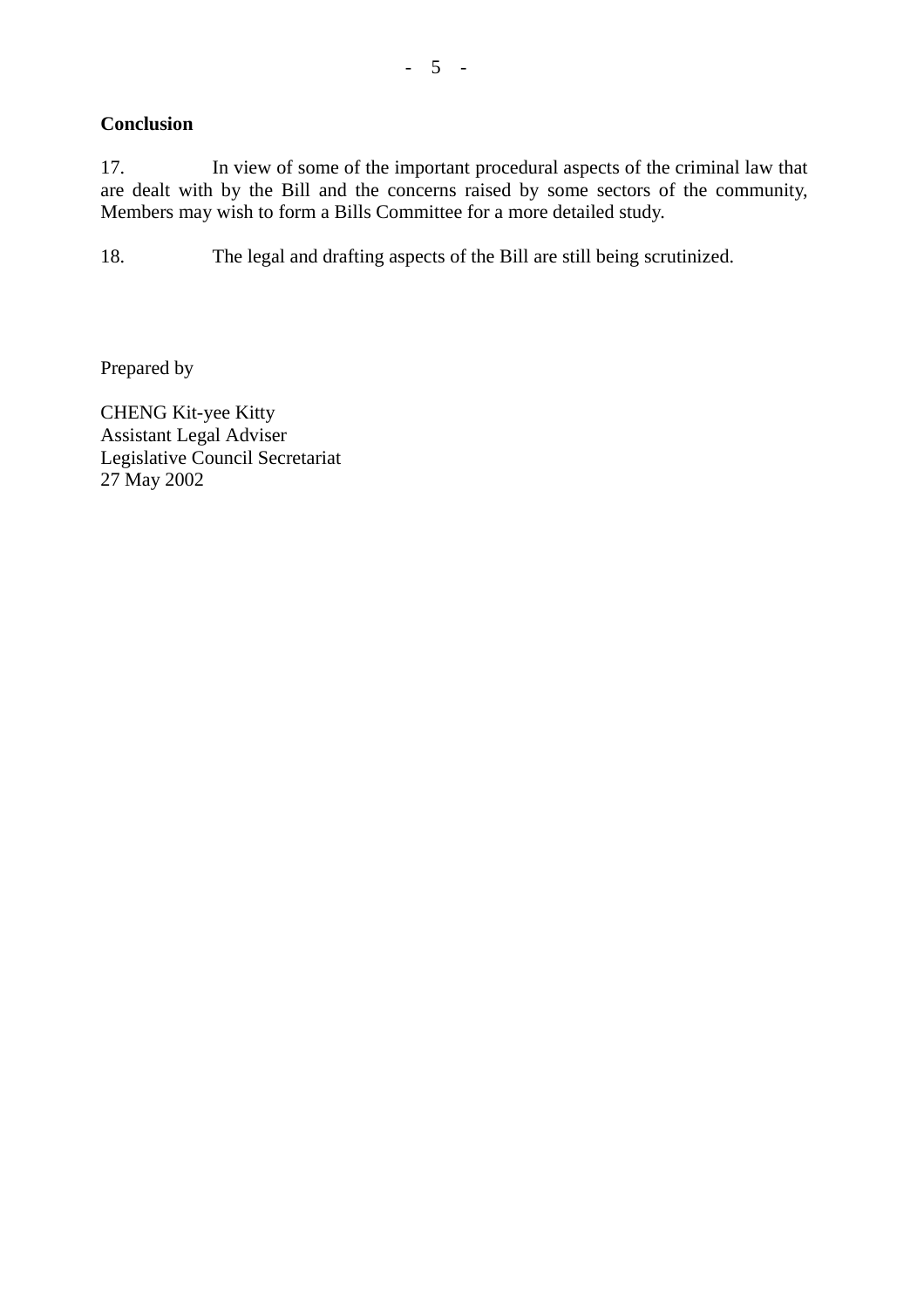**Conclusion**

17. In view of some of the important procedural aspects of the criminal law that are dealt with by the Bill and the concerns raised by some sectors of the community, Members may wish to form a Bills Committee for a more detailed study.

18. The legal and drafting aspects of the Bill are still being scrutinized.

Prepared by

CHENG Kit-yee Kitty
Assistant Legal Adviser
Legislative Council Secretariat
27 May 2002